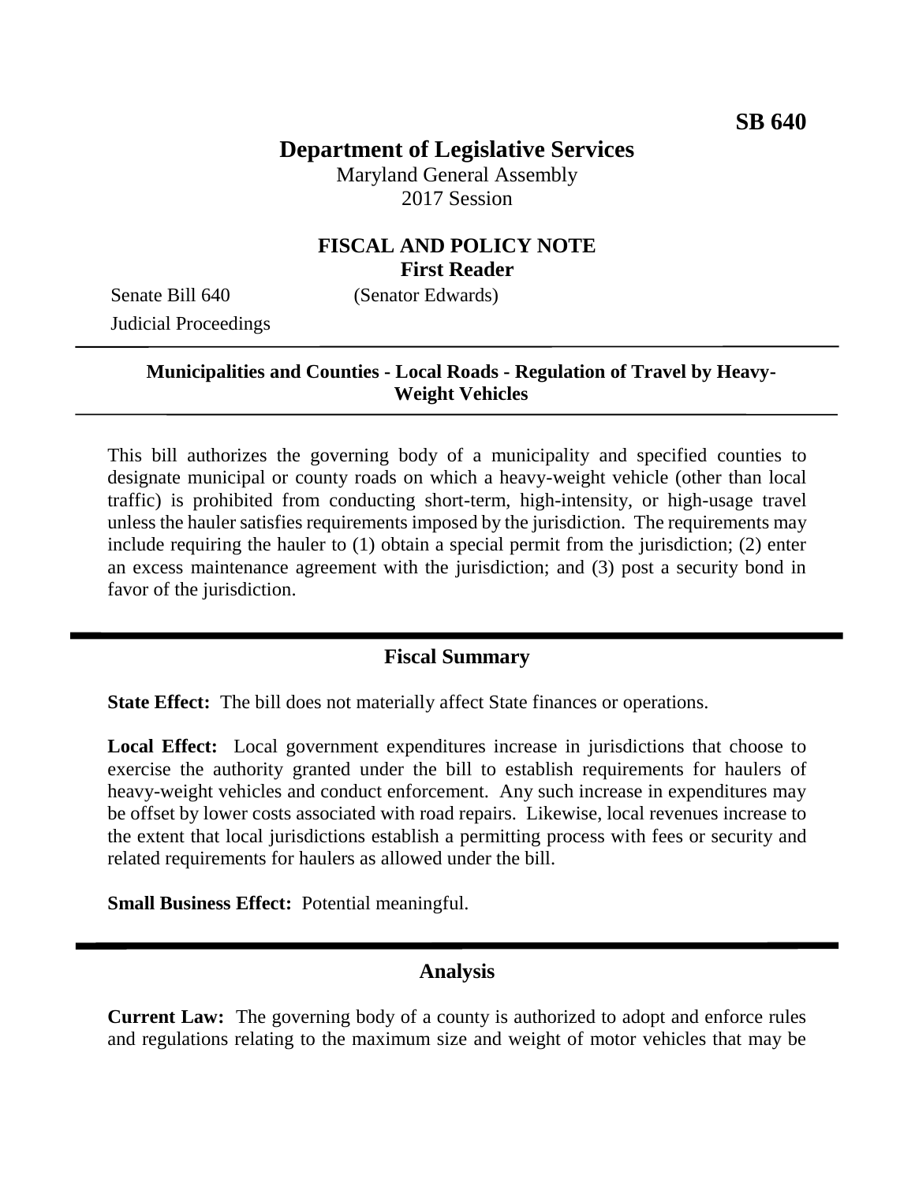**SB 640**

# Department of Legislative Services

Maryland General Assembly
2017 Session

## FISCAL AND POLICY NOTE
**First Reader**

Senate Bill 640 (Senator Edwards)
Judicial Proceedings

---

**Municipalities and Counties - Local Roads - Regulation of Travel by Heavy-Weight Vehicles**

---

This bill authorizes the governing body of a municipality and specified counties to designate municipal or county roads on which a heavy-weight vehicle (other than local traffic) is prohibited from conducting short-term, high-intensity, or high-usage travel unless the hauler satisfies requirements imposed by the jurisdiction. The requirements may include requiring the hauler to (1) obtain a special permit from the jurisdiction; (2) enter an excess maintenance agreement with the jurisdiction; and (3) post a security bond in favor of the jurisdiction.

---

## Fiscal Summary

**State Effect:** The bill does not materially affect State finances or operations.

**Local Effect:** Local government expenditures increase in jurisdictions that choose to exercise the authority granted under the bill to establish requirements for haulers of heavy-weight vehicles and conduct enforcement. Any such increase in expenditures may be offset by lower costs associated with road repairs. Likewise, local revenues increase to the extent that local jurisdictions establish a permitting process with fees or security and related requirements for haulers as allowed under the bill.

**Small Business Effect:** Potential meaningful.

---

## Analysis

**Current Law:** The governing body of a county is authorized to adopt and enforce rules and regulations relating to the maximum size and weight of motor vehicles that may be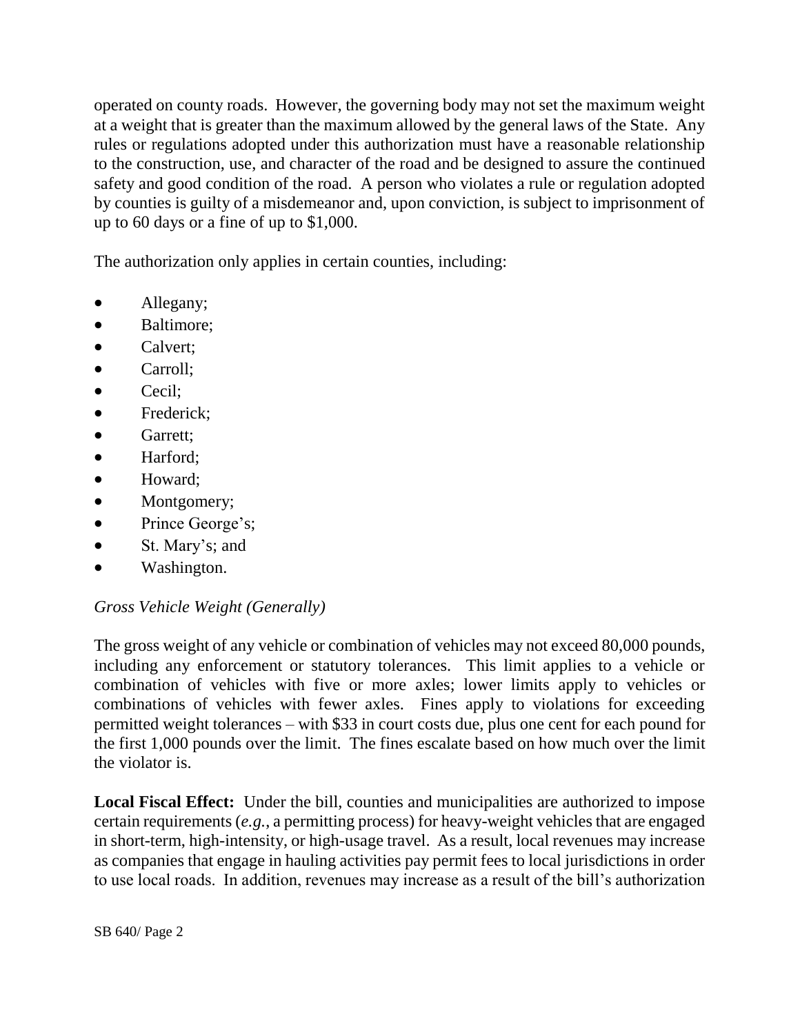operated on county roads. However, the governing body may not set the maximum weight at a weight that is greater than the maximum allowed by the general laws of the State. Any rules or regulations adopted under this authorization must have a reasonable relationship to the construction, use, and character of the road and be designed to assure the continued safety and good condition of the road. A person who violates a rule or regulation adopted by counties is guilty of a misdemeanor and, upon conviction, is subject to imprisonment of up to 60 days or a fine of up to $1,000.

The authorization only applies in certain counties, including:

- Allegany;
- Baltimore;
- Calvert;
- Carroll;
- Cecil;
- Frederick;
- Garrett;
- Harford;
- Howard;
- Montgomery;
- Prince George's;
- St. Mary's; and
- Washington.

*Gross Vehicle Weight (Generally)*

The gross weight of any vehicle or combination of vehicles may not exceed 80,000 pounds, including any enforcement or statutory tolerances. This limit applies to a vehicle or combination of vehicles with five or more axles; lower limits apply to vehicles or combinations of vehicles with fewer axles. Fines apply to violations for exceeding permitted weight tolerances – with $33 in court costs due, plus one cent for each pound for the first 1,000 pounds over the limit. The fines escalate based on how much over the limit the violator is.

**Local Fiscal Effect:** Under the bill, counties and municipalities are authorized to impose certain requirements (*e.g.*, a permitting process) for heavy-weight vehicles that are engaged in short-term, high-intensity, or high-usage travel. As a result, local revenues may increase as companies that engage in hauling activities pay permit fees to local jurisdictions in order to use local roads. In addition, revenues may increase as a result of the bill's authorization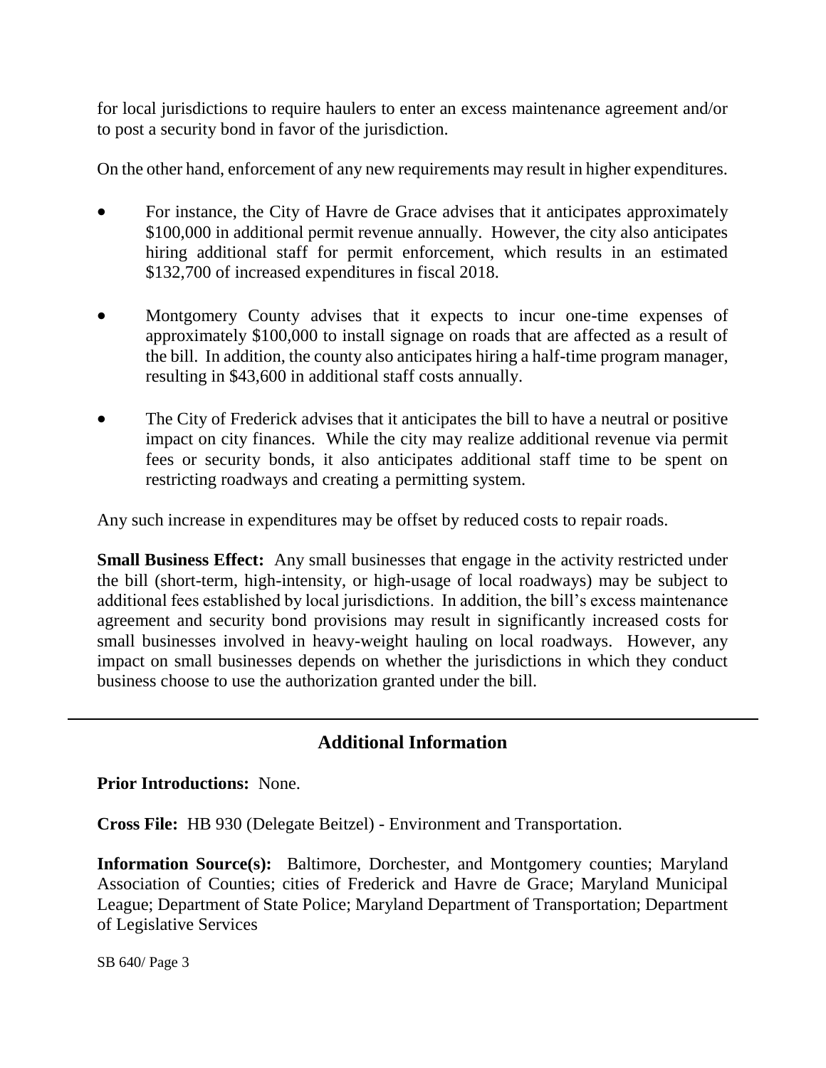for local jurisdictions to require haulers to enter an excess maintenance agreement and/or to post a security bond in favor of the jurisdiction.

On the other hand, enforcement of any new requirements may result in higher expenditures.

- For instance, the City of Havre de Grace advises that it anticipates approximately $100,000 in additional permit revenue annually. However, the city also anticipates hiring additional staff for permit enforcement, which results in an estimated $132,700 of increased expenditures in fiscal 2018.
- Montgomery County advises that it expects to incur one-time expenses of approximately $100,000 to install signage on roads that are affected as a result of the bill. In addition, the county also anticipates hiring a half-time program manager, resulting in $43,600 in additional staff costs annually.
- The City of Frederick advises that it anticipates the bill to have a neutral or positive impact on city finances. While the city may realize additional revenue via permit fees or security bonds, it also anticipates additional staff time to be spent on restricting roadways and creating a permitting system.

Any such increase in expenditures may be offset by reduced costs to repair roads.

**Small Business Effect:** Any small businesses that engage in the activity restricted under the bill (short-term, high-intensity, or high-usage of local roadways) may be subject to additional fees established by local jurisdictions. In addition, the bill's excess maintenance agreement and security bond provisions may result in significantly increased costs for small businesses involved in heavy-weight hauling on local roadways. However, any impact on small businesses depends on whether the jurisdictions in which they conduct business choose to use the authorization granted under the bill.

---

## Additional Information

**Prior Introductions:** None.

**Cross File:** HB 930 (Delegate Beitzel) - Environment and Transportation.

**Information Source(s):** Baltimore, Dorchester, and Montgomery counties; Maryland Association of Counties; cities of Frederick and Havre de Grace; Maryland Municipal League; Department of State Police; Maryland Department of Transportation; Department of Legislative Services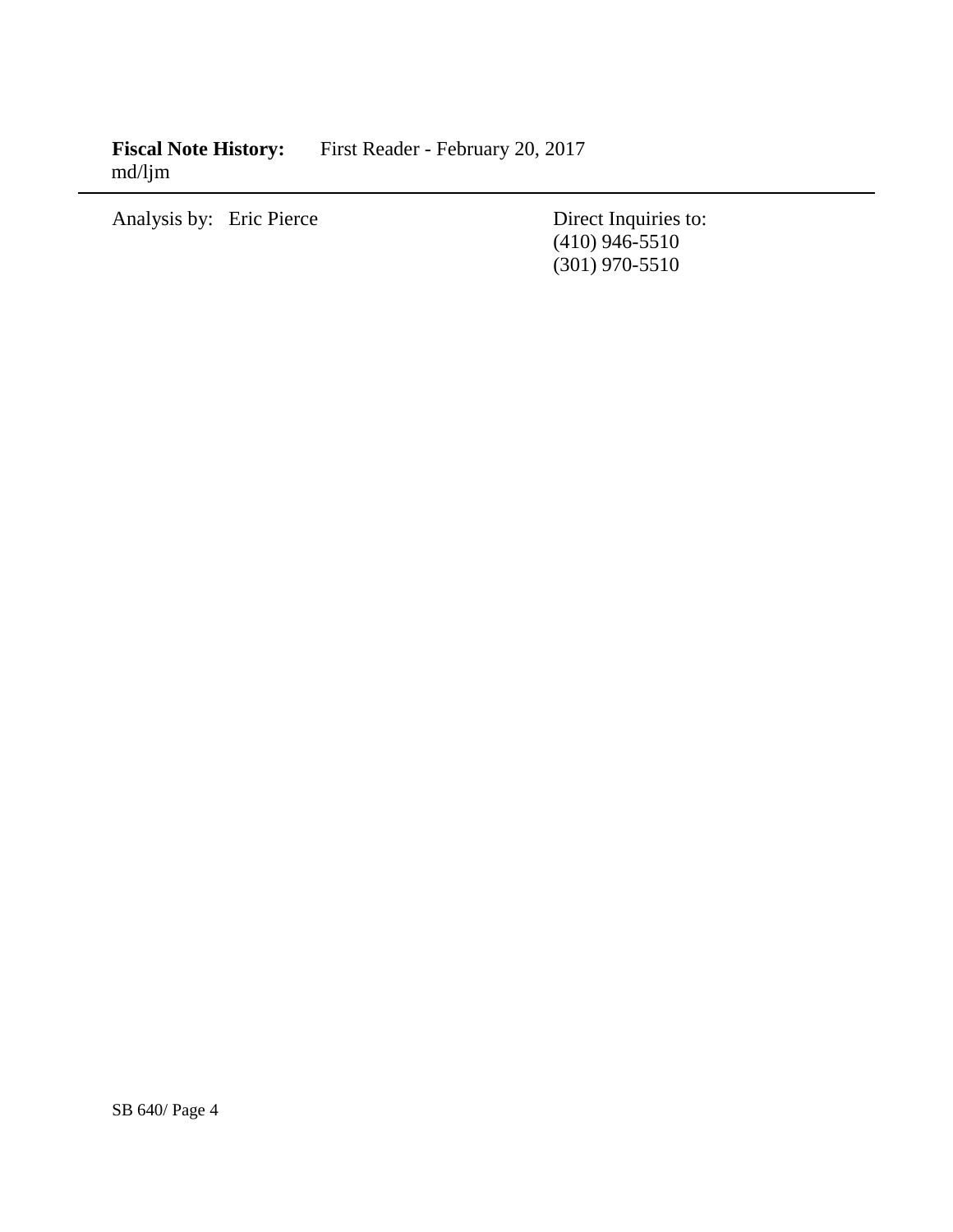**Fiscal Note History:** First Reader - February 20, 2017
md/ljm

---

Analysis by: Eric Pierce

Direct Inquiries to:
(410) 946-5510
(301) 970-5510